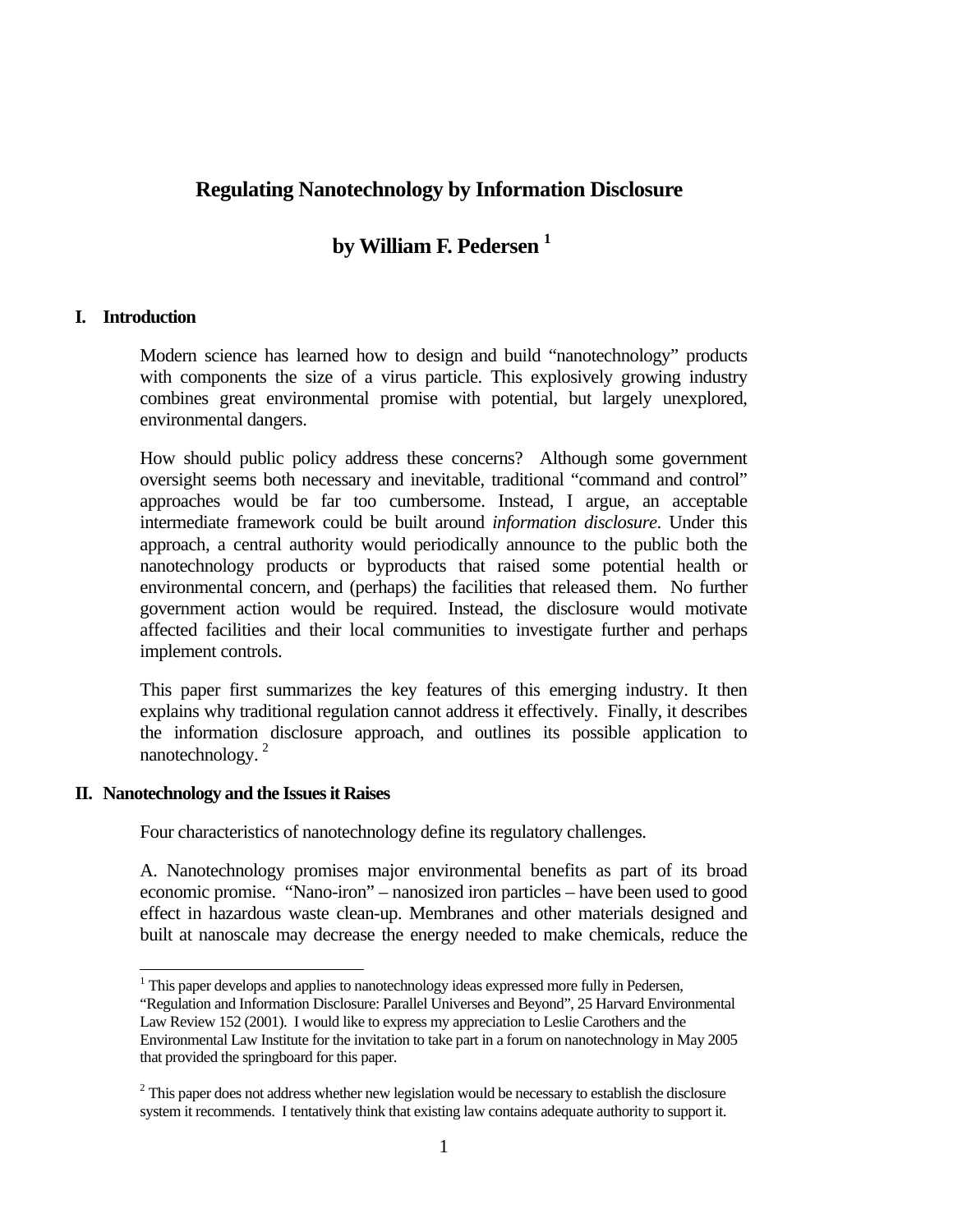# Regulating Nanotechnology by Information Disclosure

## by William F. Pedersen [1]

## I. Introduction

Modern science has learned how to design and build "nanotechnology" products with components the size of a virus particle. This explosively growing industry combines great environmental promise with potential, but largely unexplored, environmental dangers.

How should public policy address these concerns? Although some government oversight seems both necessary and inevitable, traditional "command and control" approaches would be far too cumbersome. Instead, I argue, an acceptable intermediate framework could be built around *information disclosure*. Under this approach, a central authority would periodically announce to the public both the nanotechnology products or byproducts that raised some potential health or environmental concern, and (perhaps) the facilities that released them. No further government action would be required. Instead, the disclosure would motivate affected facilities and their local communities to investigate further and perhaps implement controls.

This paper first summarizes the key features of this emerging industry. It then explains why traditional regulation cannot address it effectively. Finally, it describes the information disclosure approach, and outlines its possible application to nanotechnology. [2]

## II. Nanotechnology and the Issues it Raises

Four characteristics of nanotechnology define its regulatory challenges.

A. Nanotechnology promises major environmental benefits as part of its broad economic promise. "Nano-iron" – nanosized iron particles – have been used to good effect in hazardous waste clean-up. Membranes and other materials designed and built at nanoscale may decrease the energy needed to make chemicals, reduce the

---

[1] This paper develops and applies to nanotechnology ideas expressed more fully in Pedersen, "Regulation and Information Disclosure: Parallel Universes and Beyond", 25 Harvard Environmental Law Review 152 (2001). I would like to express my appreciation to Leslie Carothers and the Environmental Law Institute for the invitation to take part in a forum on nanotechnology in May 2005 that provided the springboard for this paper.

[2] This paper does not address whether new legislation would be necessary to establish the disclosure system it recommends. I tentatively think that existing law contains adequate authority to support it.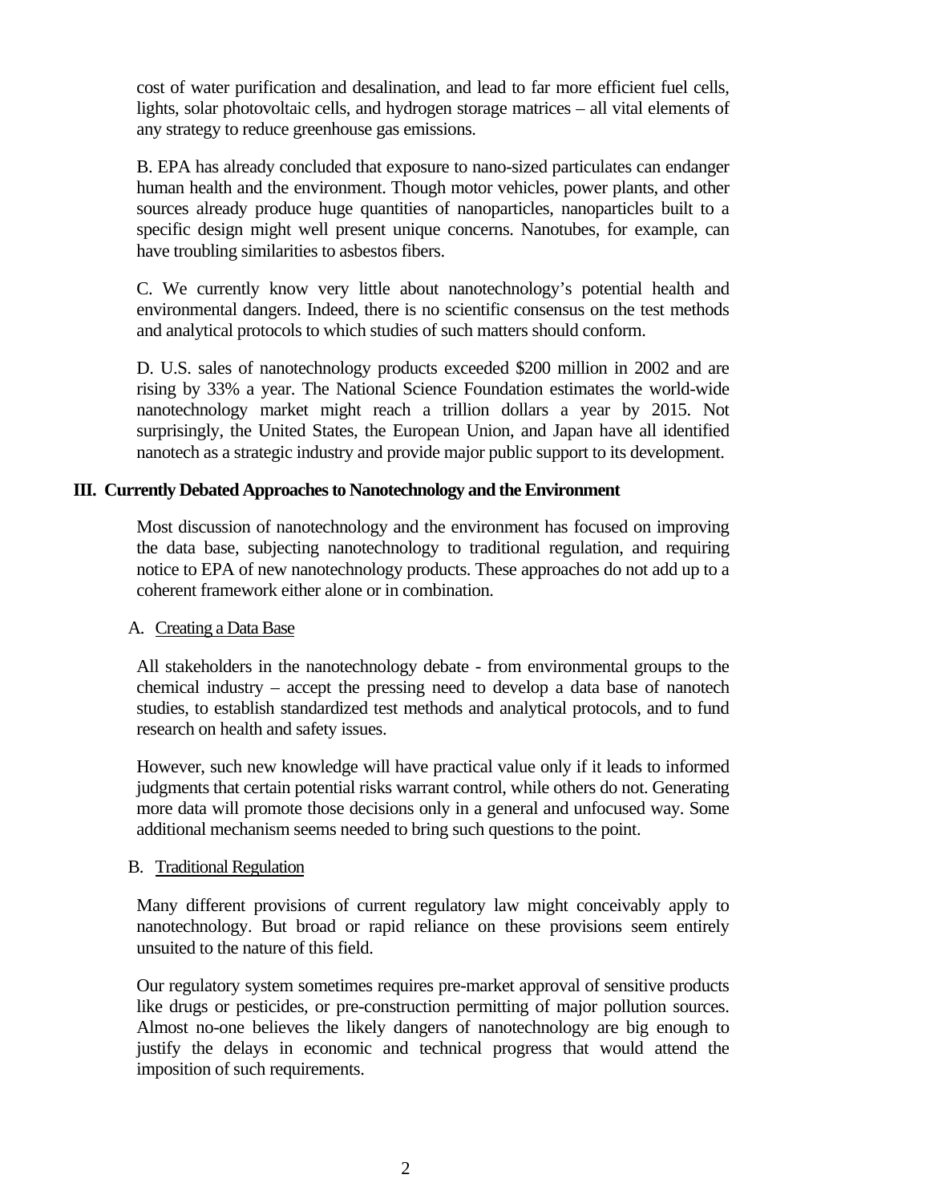cost of water purification and desalination, and lead to far more efficient fuel cells, lights, solar photovoltaic cells, and hydrogen storage matrices – all vital elements of any strategy to reduce greenhouse gas emissions.

B. EPA has already concluded that exposure to nano-sized particulates can endanger human health and the environment. Though motor vehicles, power plants, and other sources already produce huge quantities of nanoparticles, nanoparticles built to a specific design might well present unique concerns. Nanotubes, for example, can have troubling similarities to asbestos fibers.

C. We currently know very little about nanotechnology's potential health and environmental dangers. Indeed, there is no scientific consensus on the test methods and analytical protocols to which studies of such matters should conform.

D. U.S. sales of nanotechnology products exceeded $200 million in 2002 and are rising by 33% a year. The National Science Foundation estimates the world-wide nanotechnology market might reach a trillion dollars a year by 2015. Not surprisingly, the United States, the European Union, and Japan have all identified nanotech as a strategic industry and provide major public support to its development.

## III. Currently Debated Approaches to Nanotechnology and the Environment

Most discussion of nanotechnology and the environment has focused on improving the data base, subjecting nanotechnology to traditional regulation, and requiring notice to EPA of new nanotechnology products. These approaches do not add up to a coherent framework either alone or in combination.

### A. Creating a Data Base

All stakeholders in the nanotechnology debate - from environmental groups to the chemical industry – accept the pressing need to develop a data base of nanotech studies, to establish standardized test methods and analytical protocols, and to fund research on health and safety issues.

However, such new knowledge will have practical value only if it leads to informed judgments that certain potential risks warrant control, while others do not. Generating more data will promote those decisions only in a general and unfocused way. Some additional mechanism seems needed to bring such questions to the point.

### B. Traditional Regulation

Many different provisions of current regulatory law might conceivably apply to nanotechnology. But broad or rapid reliance on these provisions seem entirely unsuited to the nature of this field.

Our regulatory system sometimes requires pre-market approval of sensitive products like drugs or pesticides, or pre-construction permitting of major pollution sources. Almost no-one believes the likely dangers of nanotechnology are big enough to justify the delays in economic and technical progress that would attend the imposition of such requirements.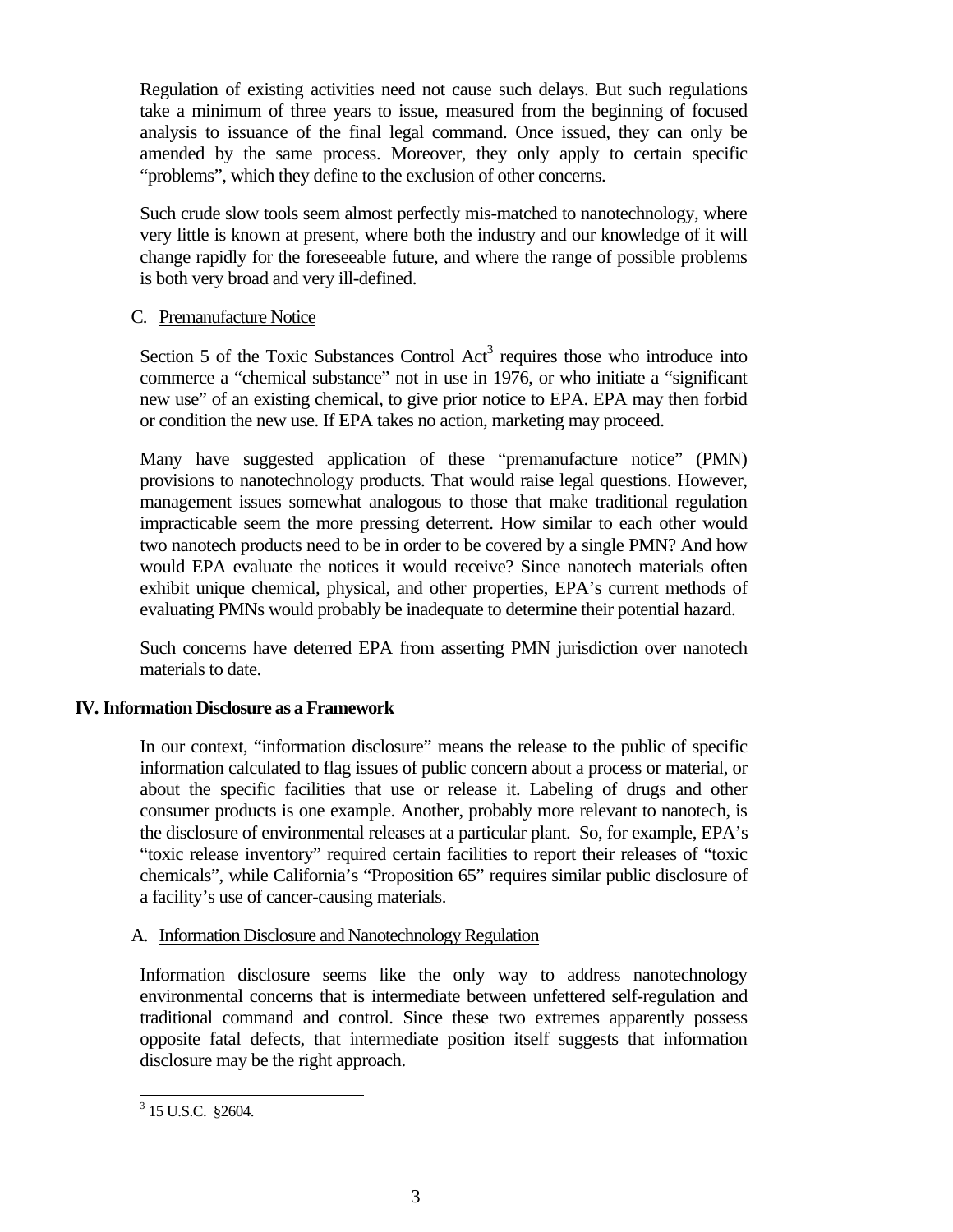Regulation of existing activities need not cause such delays. But such regulations take a minimum of three years to issue, measured from the beginning of focused analysis to issuance of the final legal command. Once issued, they can only be amended by the same process. Moreover, they only apply to certain specific "problems", which they define to the exclusion of other concerns.

Such crude slow tools seem almost perfectly mis-matched to nanotechnology, where very little is known at present, where both the industry and our knowledge of it will change rapidly for the foreseeable future, and where the range of possible problems is both very broad and very ill-defined.

### C. Premanufacture Notice

Section 5 of the Toxic Substances Control Act[3] requires those who introduce into commerce a "chemical substance" not in use in 1976, or who initiate a "significant new use" of an existing chemical, to give prior notice to EPA. EPA may then forbid or condition the new use. If EPA takes no action, marketing may proceed.

Many have suggested application of these "premanufacture notice" (PMN) provisions to nanotechnology products. That would raise legal questions. However, management issues somewhat analogous to those that make traditional regulation impracticable seem the more pressing deterrent. How similar to each other would two nanotech products need to be in order to be covered by a single PMN? And how would EPA evaluate the notices it would receive? Since nanotech materials often exhibit unique chemical, physical, and other properties, EPA's current methods of evaluating PMNs would probably be inadequate to determine their potential hazard.

Such concerns have deterred EPA from asserting PMN jurisdiction over nanotech materials to date.

## IV. Information Disclosure as a Framework

In our context, "information disclosure" means the release to the public of specific information calculated to flag issues of public concern about a process or material, or about the specific facilities that use or release it. Labeling of drugs and other consumer products is one example. Another, probably more relevant to nanotech, is the disclosure of environmental releases at a particular plant. So, for example, EPA's "toxic release inventory" required certain facilities to report their releases of "toxic chemicals", while California's "Proposition 65" requires similar public disclosure of a facility's use of cancer-causing materials.

### A. Information Disclosure and Nanotechnology Regulation

Information disclosure seems like the only way to address nanotechnology environmental concerns that is intermediate between unfettered self-regulation and traditional command and control. Since these two extremes apparently possess opposite fatal defects, that intermediate position itself suggests that information disclosure may be the right approach.

---

[3] 15 U.S.C. §2604.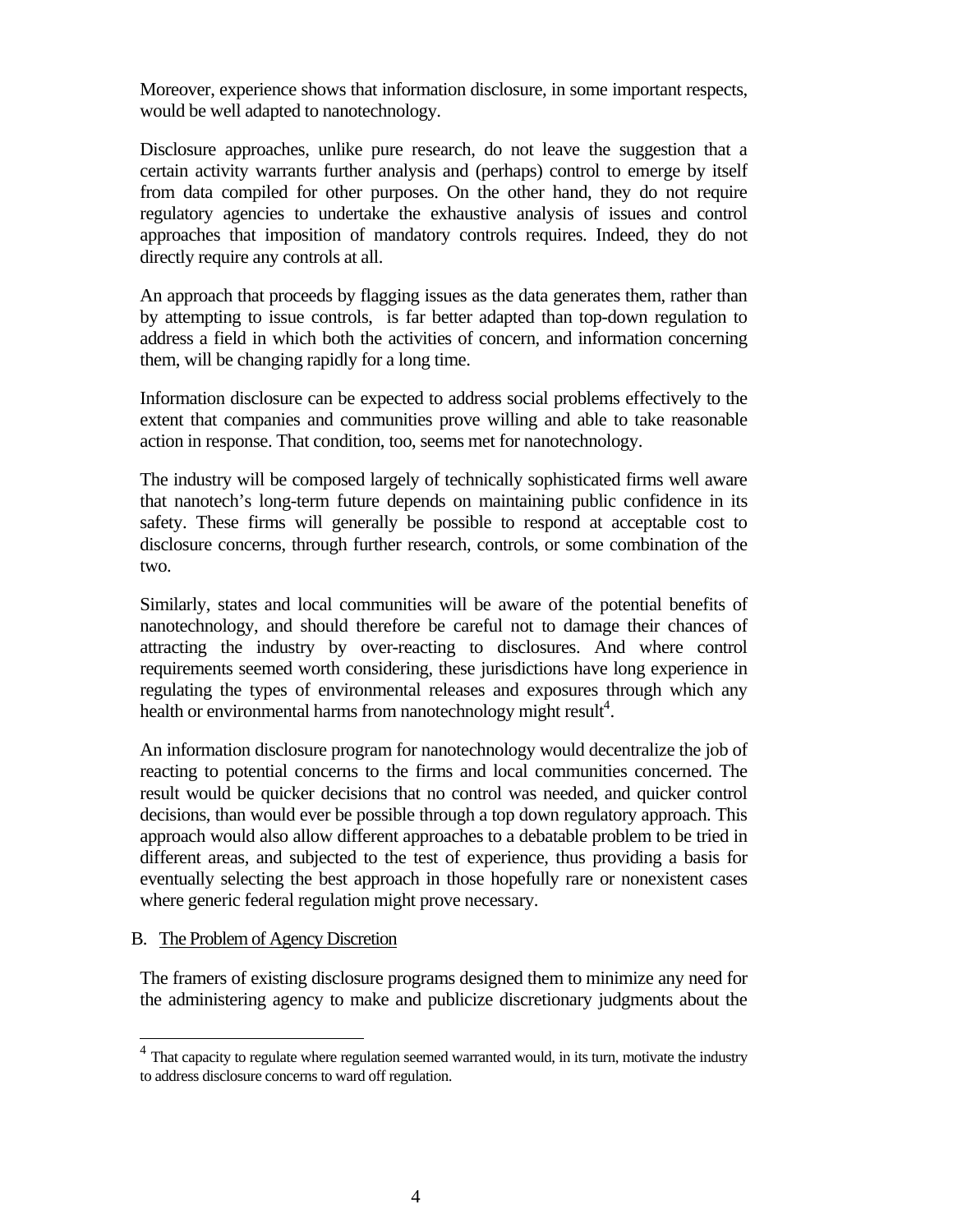Moreover, experience shows that information disclosure, in some important respects, would be well adapted to nanotechnology.

Disclosure approaches, unlike pure research, do not leave the suggestion that a certain activity warrants further analysis and (perhaps) control to emerge by itself from data compiled for other purposes. On the other hand, they do not require regulatory agencies to undertake the exhaustive analysis of issues and control approaches that imposition of mandatory controls requires. Indeed, they do not directly require any controls at all.

An approach that proceeds by flagging issues as the data generates them, rather than by attempting to issue controls, is far better adapted than top-down regulation to address a field in which both the activities of concern, and information concerning them, will be changing rapidly for a long time.

Information disclosure can be expected to address social problems effectively to the extent that companies and communities prove willing and able to take reasonable action in response. That condition, too, seems met for nanotechnology.

The industry will be composed largely of technically sophisticated firms well aware that nanotech's long-term future depends on maintaining public confidence in its safety. These firms will generally be possible to respond at acceptable cost to disclosure concerns, through further research, controls, or some combination of the two.

Similarly, states and local communities will be aware of the potential benefits of nanotechnology, and should therefore be careful not to damage their chances of attracting the industry by over-reacting to disclosures. And where control requirements seemed worth considering, these jurisdictions have long experience in regulating the types of environmental releases and exposures through which any health or environmental harms from nanotechnology might result[4].

An information disclosure program for nanotechnology would decentralize the job of reacting to potential concerns to the firms and local communities concerned. The result would be quicker decisions that no control was needed, and quicker control decisions, than would ever be possible through a top down regulatory approach. This approach would also allow different approaches to a debatable problem to be tried in different areas, and subjected to the test of experience, thus providing a basis for eventually selecting the best approach in those hopefully rare or nonexistent cases where generic federal regulation might prove necessary.

## B. The Problem of Agency Discretion

The framers of existing disclosure programs designed them to minimize any need for the administering agency to make and publicize discretionary judgments about the

[4] That capacity to regulate where regulation seemed warranted would, in its turn, motivate the industry to address disclosure concerns to ward off regulation.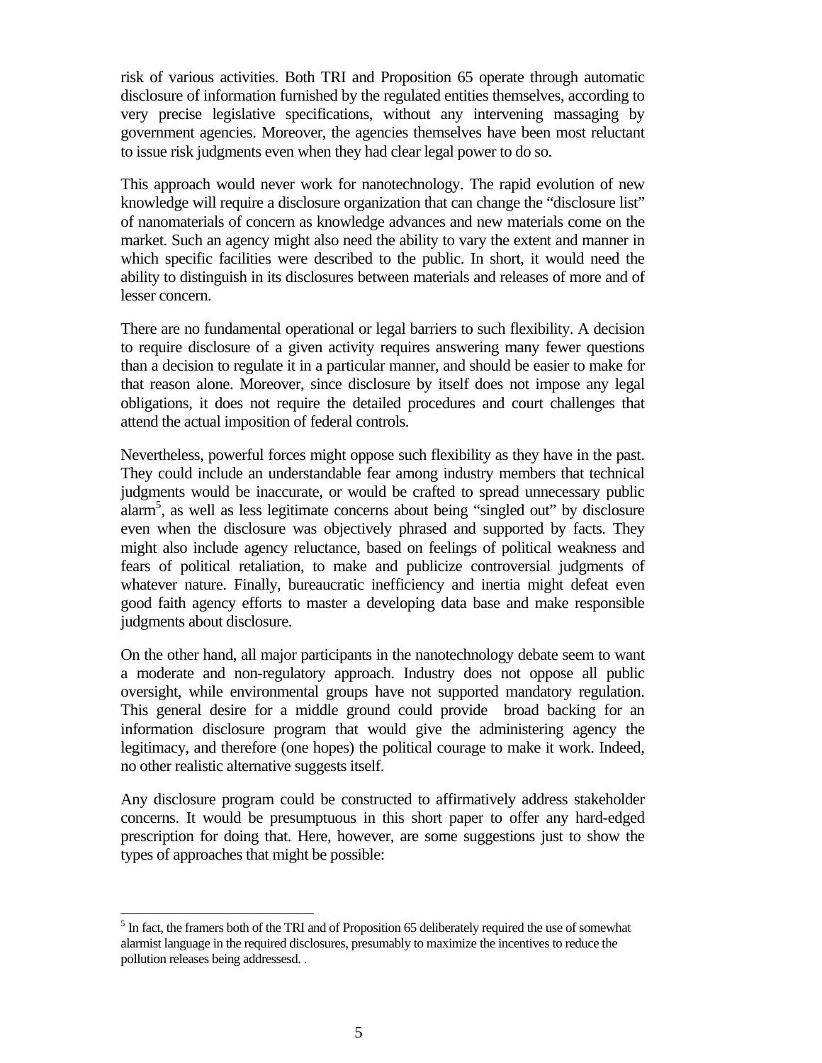risk of various activities. Both TRI and Proposition 65 operate through automatic disclosure of information furnished by the regulated entities themselves, according to very precise legislative specifications, without any intervening massaging by government agencies. Moreover, the agencies themselves have been most reluctant to issue risk judgments even when they had clear legal power to do so.

This approach would never work for nanotechnology. The rapid evolution of new knowledge will require a disclosure organization that can change the "disclosure list" of nanomaterials of concern as knowledge advances and new materials come on the market. Such an agency might also need the ability to vary the extent and manner in which specific facilities were described to the public. In short, it would need the ability to distinguish in its disclosures between materials and releases of more and of lesser concern.

There are no fundamental operational or legal barriers to such flexibility. A decision to require disclosure of a given activity requires answering many fewer questions than a decision to regulate it in a particular manner, and should be easier to make for that reason alone. Moreover, since disclosure by itself does not impose any legal obligations, it does not require the detailed procedures and court challenges that attend the actual imposition of federal controls.

Nevertheless, powerful forces might oppose such flexibility as they have in the past. They could include an understandable fear among industry members that technical judgments would be inaccurate, or would be crafted to spread unnecessary public alarm[5], as well as less legitimate concerns about being "singled out" by disclosure even when the disclosure was objectively phrased and supported by facts. They might also include agency reluctance, based on feelings of political weakness and fears of political retaliation, to make and publicize controversial judgments of whatever nature. Finally, bureaucratic inefficiency and inertia might defeat even good faith agency efforts to master a developing data base and make responsible judgments about disclosure.

On the other hand, all major participants in the nanotechnology debate seem to want a moderate and non-regulatory approach. Industry does not oppose all public oversight, while environmental groups have not supported mandatory regulation. This general desire for a middle ground could provide broad backing for an information disclosure program that would give the administering agency the legitimacy, and therefore (one hopes) the political courage to make it work. Indeed, no other realistic alternative suggests itself.

Any disclosure program could be constructed to affirmatively address stakeholder concerns. It would be presumptuous in this short paper to offer any hard-edged prescription for doing that. Here, however, are some suggestions just to show the types of approaches that might be possible:

---

[5] In fact, the framers both of the TRI and of Proposition 65 deliberately required the use of somewhat alarmist language in the required disclosures, presumably to maximize the incentives to reduce the pollution releases being addressesd. .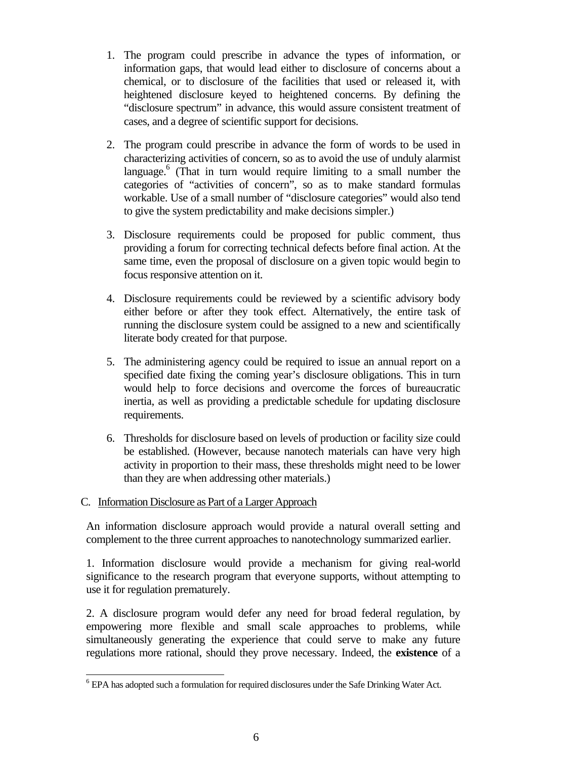1. The program could prescribe in advance the types of information, or information gaps, that would lead either to disclosure of concerns about a chemical, or to disclosure of the facilities that used or released it, with heightened disclosure keyed to heightened concerns. By defining the "disclosure spectrum" in advance, this would assure consistent treatment of cases, and a degree of scientific support for decisions.

2. The program could prescribe in advance the form of words to be used in characterizing activities of concern, so as to avoid the use of unduly alarmist language.[6] (That in turn would require limiting to a small number the categories of "activities of concern", so as to make standard formulas workable. Use of a small number of "disclosure categories" would also tend to give the system predictability and make decisions simpler.)

3. Disclosure requirements could be proposed for public comment, thus providing a forum for correcting technical defects before final action. At the same time, even the proposal of disclosure on a given topic would begin to focus responsive attention on it.

4. Disclosure requirements could be reviewed by a scientific advisory body either before or after they took effect. Alternatively, the entire task of running the disclosure system could be assigned to a new and scientifically literate body created for that purpose.

5. The administering agency could be required to issue an annual report on a specified date fixing the coming year's disclosure obligations. This in turn would help to force decisions and overcome the forces of bureaucratic inertia, as well as providing a predictable schedule for updating disclosure requirements.

6. Thresholds for disclosure based on levels of production or facility size could be established. (However, because nanotech materials can have very high activity in proportion to their mass, these thresholds might need to be lower than they are when addressing other materials.)

### C. Information Disclosure as Part of a Larger Approach

An information disclosure approach would provide a natural overall setting and complement to the three current approaches to nanotechnology summarized earlier.

1. Information disclosure would provide a mechanism for giving real-world significance to the research program that everyone supports, without attempting to use it for regulation prematurely.

2. A disclosure program would defer any need for broad federal regulation, by empowering more flexible and small scale approaches to problems, while simultaneously generating the experience that could serve to make any future regulations more rational, should they prove necessary. Indeed, the **existence** of a

[6] EPA has adopted such a formulation for required disclosures under the Safe Drinking Water Act.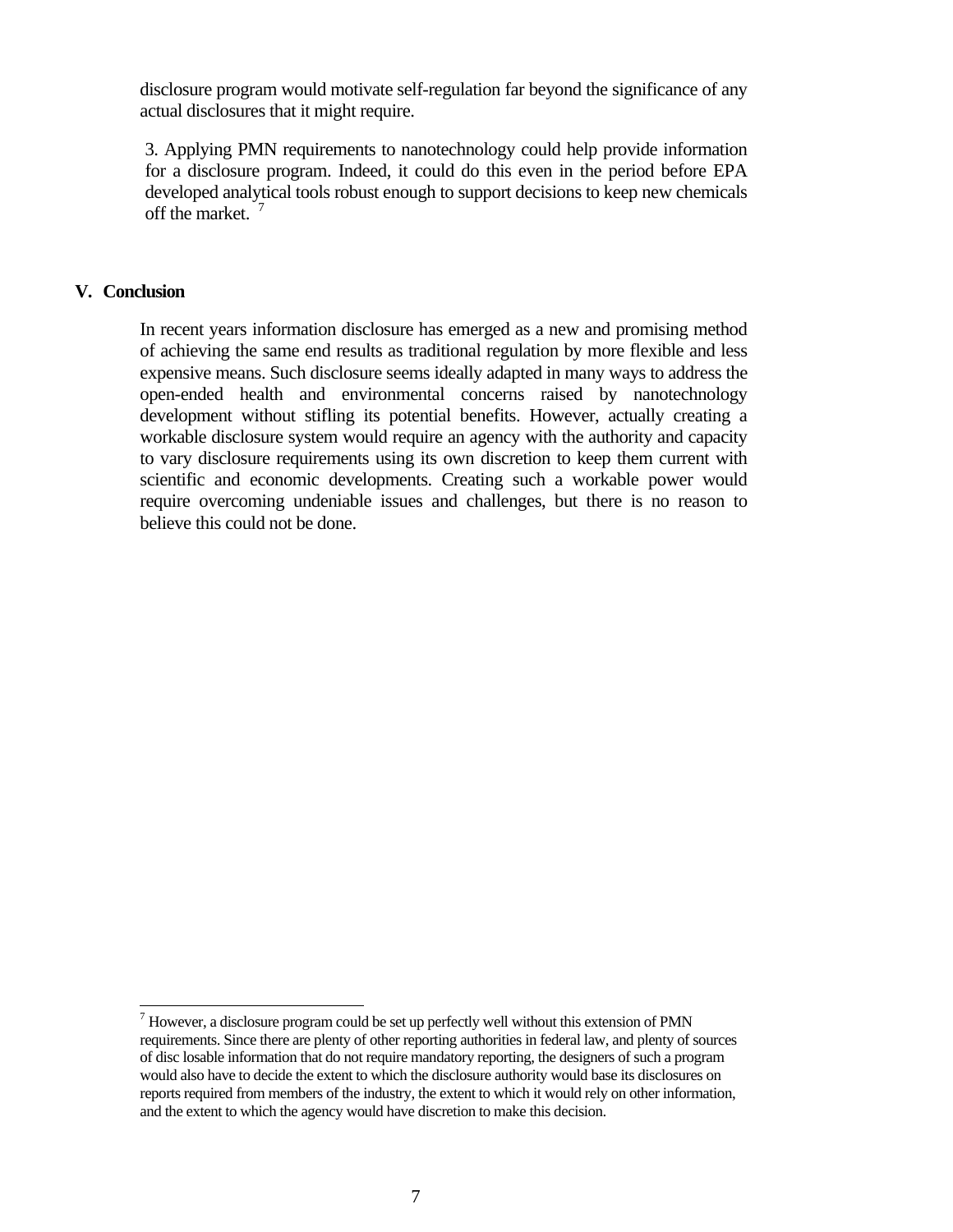disclosure program would motivate self-regulation far beyond the significance of any actual disclosures that it might require.

3. Applying PMN requirements to nanotechnology could help provide information for a disclosure program. Indeed, it could do this even in the period before EPA developed analytical tools robust enough to support decisions to keep new chemicals off the market. [7]

## V. Conclusion

In recent years information disclosure has emerged as a new and promising method of achieving the same end results as traditional regulation by more flexible and less expensive means. Such disclosure seems ideally adapted in many ways to address the open-ended health and environmental concerns raised by nanotechnology development without stifling its potential benefits. However, actually creating a workable disclosure system would require an agency with the authority and capacity to vary disclosure requirements using its own discretion to keep them current with scientific and economic developments. Creating such a workable power would require overcoming undeniable issues and challenges, but there is no reason to believe this could not be done.

---

[7] However, a disclosure program could be set up perfectly well without this extension of PMN requirements. Since there are plenty of other reporting authorities in federal law, and plenty of sources of disc losable information that do not require mandatory reporting, the designers of such a program would also have to decide the extent to which the disclosure authority would base its disclosures on reports required from members of the industry, the extent to which it would rely on other information, and the extent to which the agency would have discretion to make this decision.